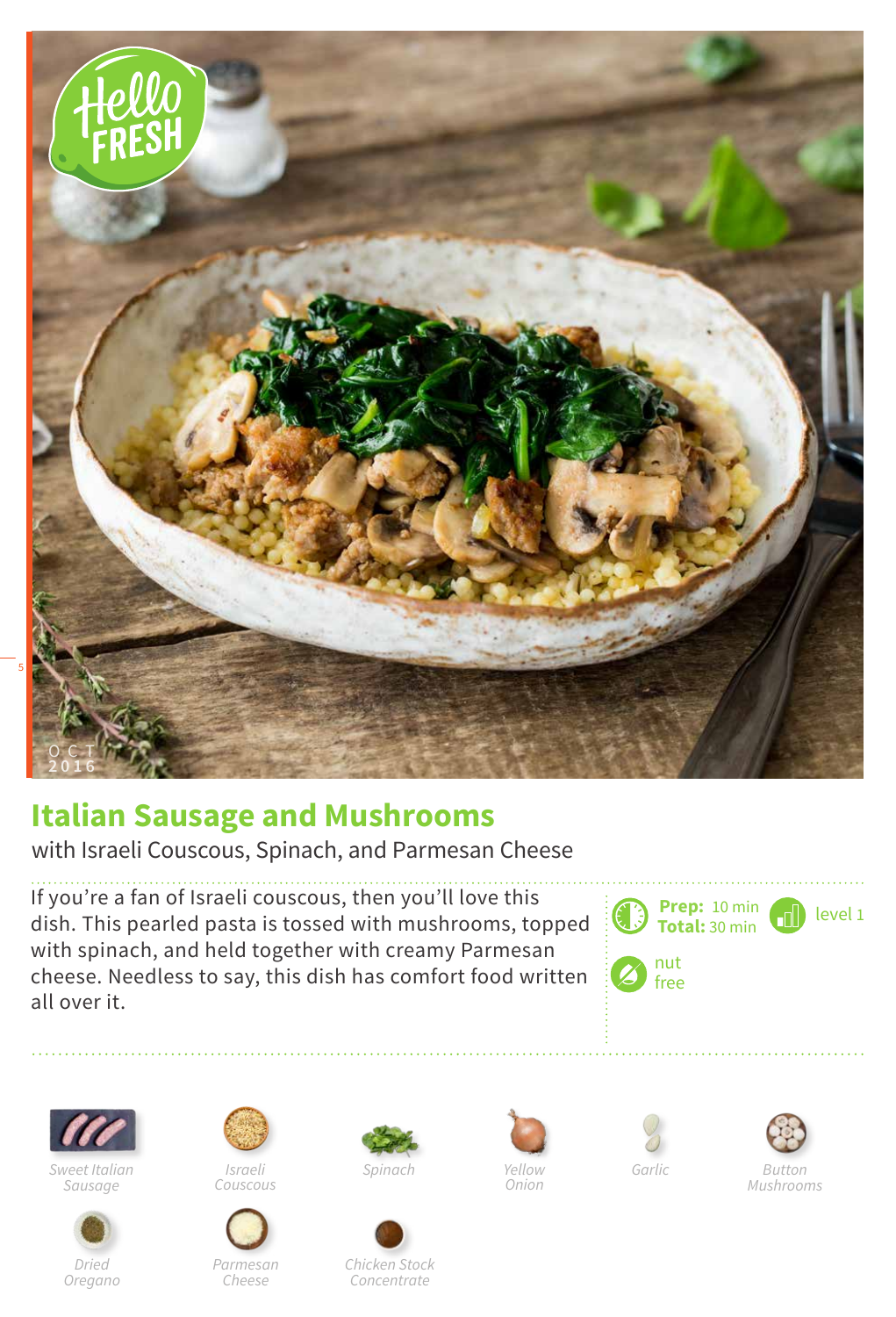# Italian Sausage and Mushrooms

with Israeli Couscous, Spinach, and Parmesan Cheese

If you're a fan of Israeli couscous, then you'll love this dish. This pearled pasta is tossed with mushrooms, topped with spinach, and held together with creamy Parmesan cheese. Needless to say, this dish has comfort food written all over it.

**Prep:** 10 min
**Total:** 30 min

level 1

nut free

- Sweet Italian Sausage
- Israeli Couscous
- Spinach
- Yellow Onion
- Garlic
- Button Mushrooms
- Dried Oregano
- Parmesan Cheese
- Chicken Stock Concentrate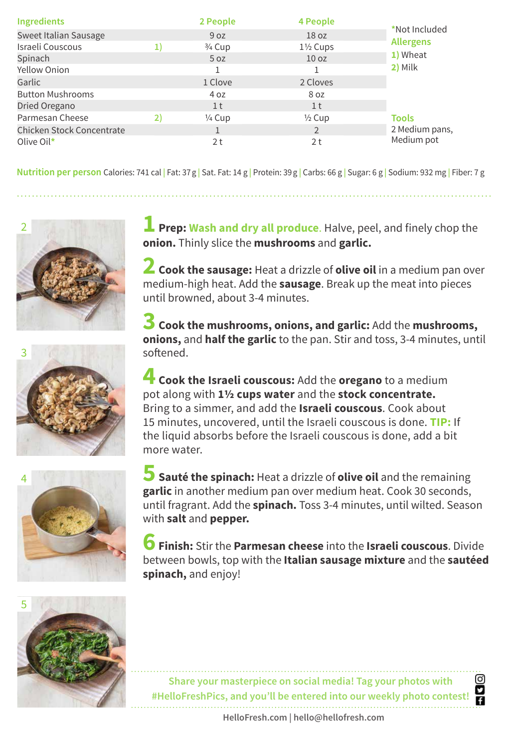| Ingredients | | 2 People | 4 People |
|---|---|---|---|
| Sweet Italian Sausage | | 9 oz | 18 oz |
| Israeli Couscous | 1) | ¾ Cup | 1½ Cups |
| Spinach | | 5 oz | 10 oz |
| Yellow Onion | | 1 | 1 |
| Garlic | | 1 Clove | 2 Cloves |
| Button Mushrooms | | 4 oz | 8 oz |
| Dried Oregano | | 1 t | 1 t |
| Parmesan Cheese | 2) | ¼ Cup | ½ Cup |
| Chicken Stock Concentrate | | 1 | 2 |
| Olive Oil* | | 2 t | 2 t |

*Not Included

**Allergens**
1) Wheat
2) Milk

**Tools**
2 Medium pans, Medium pot

**Nutrition per person** Calories: 741 cal | Fat: 37 g | Sat. Fat: 14 g | Protein: 39 g | Carbs: 66 g | Sugar: 6 g | Sodium: 932 mg | Fiber: 7 g

**1 Prep:** **Wash and dry all produce**. Halve, peel, and finely chop the **onion.** Thinly slice the **mushrooms** and **garlic.**

**2 Cook the sausage:** Heat a drizzle of **olive oil** in a medium pan over medium-high heat. Add the **sausage**. Break up the meat into pieces until browned, about 3-4 minutes.

**3 Cook the mushrooms, onions, and garlic:** Add the **mushrooms, onions,** and **half the garlic** to the pan. Stir and toss, 3-4 minutes, until softened.

**4 Cook the Israeli couscous:** Add the **oregano** to a medium pot along with **1½ cups water** and the **stock concentrate.** Bring to a simmer, and add the **Israeli couscous**. Cook about 15 minutes, uncovered, until the Israeli couscous is done. **TIP:** If the liquid absorbs before the Israeli couscous is done, add a bit more water.

**5 Sauté the spinach:** Heat a drizzle of **olive oil** and the remaining **garlic** in another medium pan over medium heat. Cook 30 seconds, until fragrant. Add the **spinach.** Toss 3-4 minutes, until wilted. Season with **salt** and **pepper.**

**6 Finish:** Stir the **Parmesan cheese** into the **Israeli couscous**. Divide between bowls, top with the **Italian sausage mixture** and the **sautéed spinach,** and enjoy!

Share your masterpiece on social media! Tag your photos with #HelloFreshPics, and you'll be entered into our weekly photo contest!

HelloFresh.com | hello@hellofresh.com